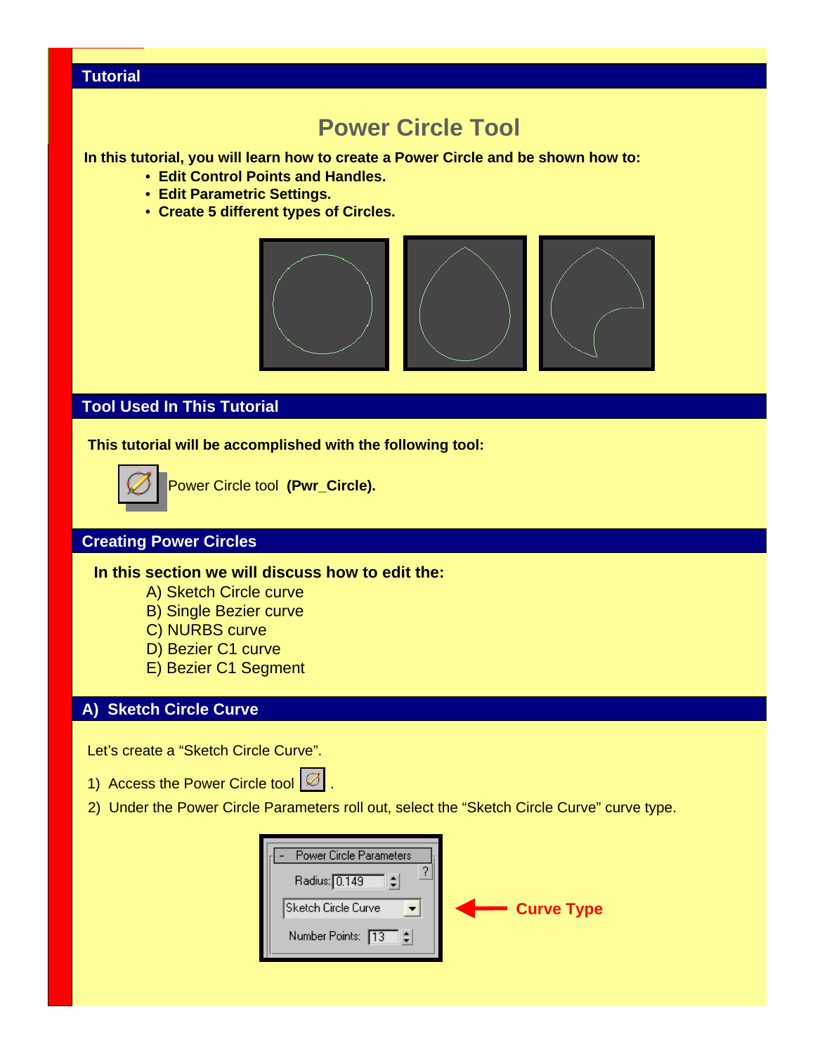## Tutorial

# Power Circle Tool

**In this tutorial, you will learn how to create a Power Circle and be shown how to:**

- **Edit Control Points and Handles.**
- **Edit Parametric Settings.**
- **Create 5 different types of Circles.**

## Tool Used In This Tutorial

**This tutorial will be accomplished with the following tool:**

Power Circle tool **(Pwr_Circle).**

## Creating Power Circles

**In this section we will discuss how to edit the:**

A) Sketch Circle curve
B) Single Bezier curve
C) NURBS curve
D) Bezier C1 curve
E) Bezier C1 Segment

## A) Sketch Circle Curve

Let's create a "Sketch Circle Curve".

1) Access the Power Circle tool .
2) Under the Power Circle Parameters roll out, select the "Sketch Circle Curve" curve type.

Power Circle Parameters
Radius: 0.149
Sketch Circle Curve
Number Points: 13

**Curve Type**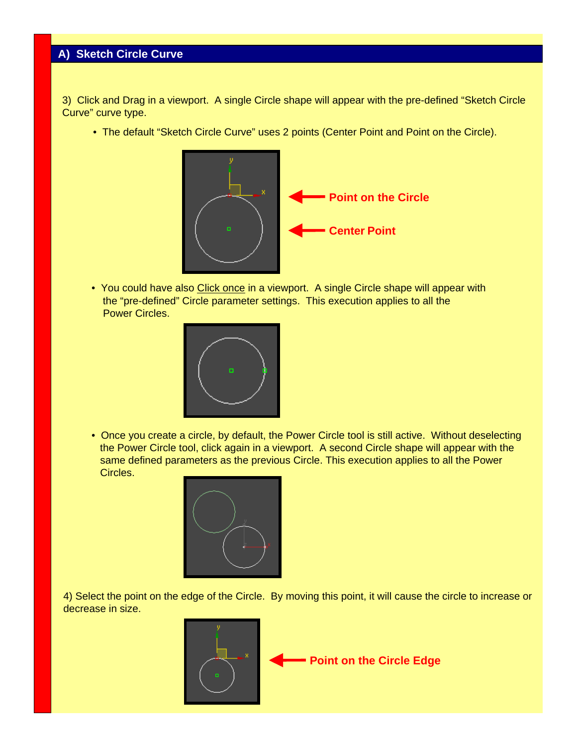## A) Sketch Circle Curve

3) Click and Drag in a viewport. A single Circle shape will appear with the pre-defined “Sketch Circle Curve” curve type.

- The default “Sketch Circle Curve” uses 2 points (Center Point and Point on the Circle).

Point on the Circle

Center Point

- You could have also Click once in a viewport. A single Circle shape will appear with the “pre-defined” Circle parameter settings. This execution applies to all the Power Circles.

- Once you create a circle, by default, the Power Circle tool is still active. Without deselecting the Power Circle tool, click again in a viewport. A second Circle shape will appear with the same defined parameters as the previous Circle. This execution applies to all the Power Circles.

4) Select the point on the edge of the Circle. By moving this point, it will cause the circle to increase or decrease in size.

Point on the Circle Edge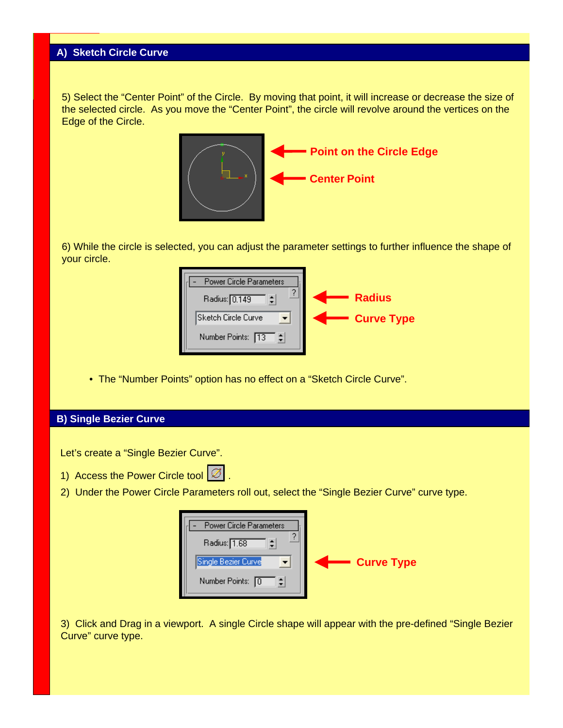## A) Sketch Circle Curve

5) Select the “Center Point” of the Circle. By moving that point, it will increase or decrease the size of the selected circle. As you move the “Center Point”, the circle will revolve around the vertices on the Edge of the Circle.

Point on the Circle Edge

Center Point

6) While the circle is selected, you can adjust the parameter settings to further influence the shape of your circle.

Radius

Curve Type

- The “Number Points” option has no effect on a “Sketch Circle Curve”.

## B) Single Bezier Curve

Let’s create a “Single Bezier Curve”.

1) Access the Power Circle tool .
2) Under the Power Circle Parameters roll out, select the “Single Bezier Curve” curve type.

Curve Type

3) Click and Drag in a viewport. A single Circle shape will appear with the pre-defined “Single Bezier Curve” curve type.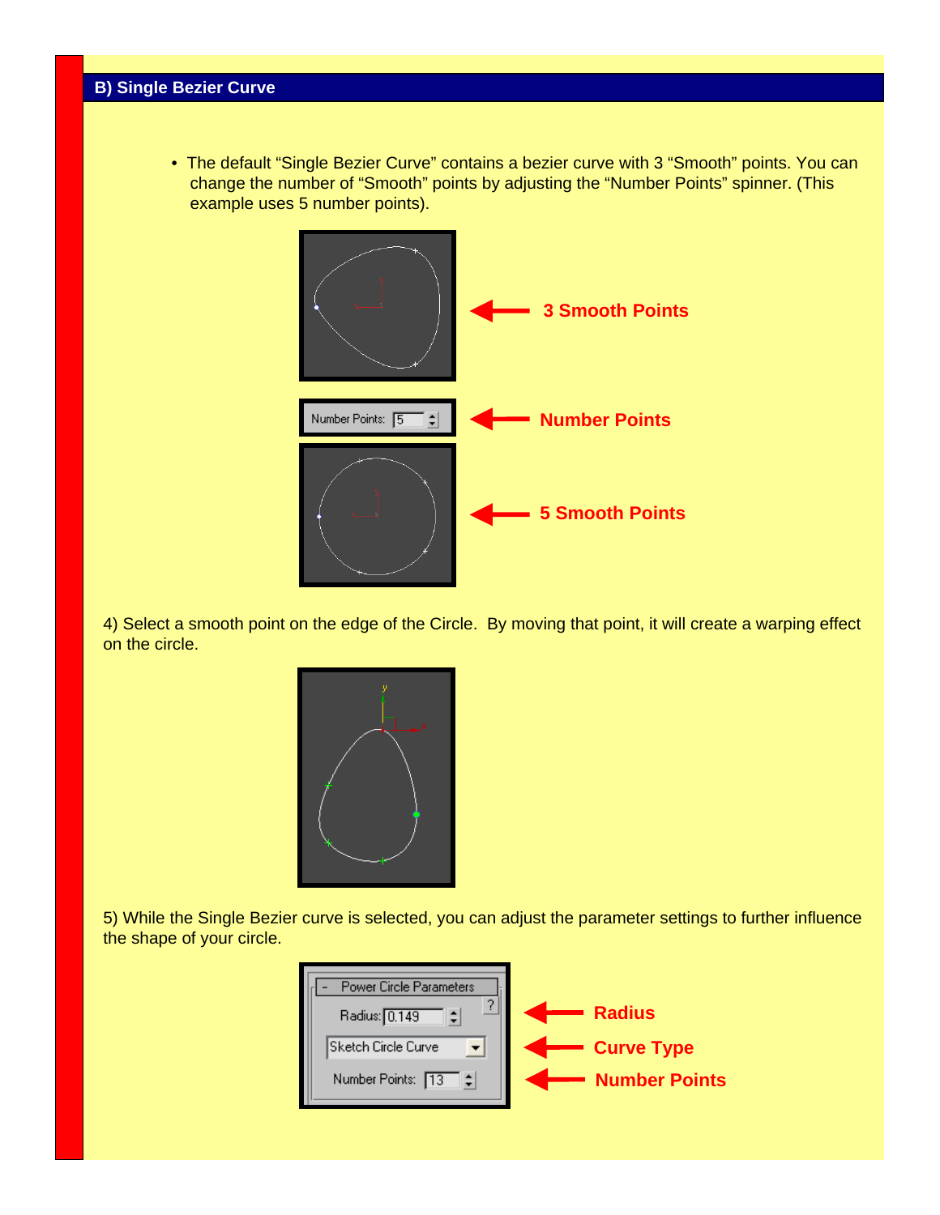## B) Single Bezier Curve

- The default "Single Bezier Curve" contains a bezier curve with 3 "Smooth" points. You can change the number of "Smooth" points by adjusting the "Number Points" spinner. (This example uses 5 number points).

**3 Smooth Points**

**Number Points**

**5 Smooth Points**

4) Select a smooth point on the edge of the Circle. By moving that point, it will create a warping effect on the circle.

5) While the Single Bezier curve is selected, you can adjust the parameter settings to further influence the shape of your circle.

**Radius**

**Curve Type**

**Number Points**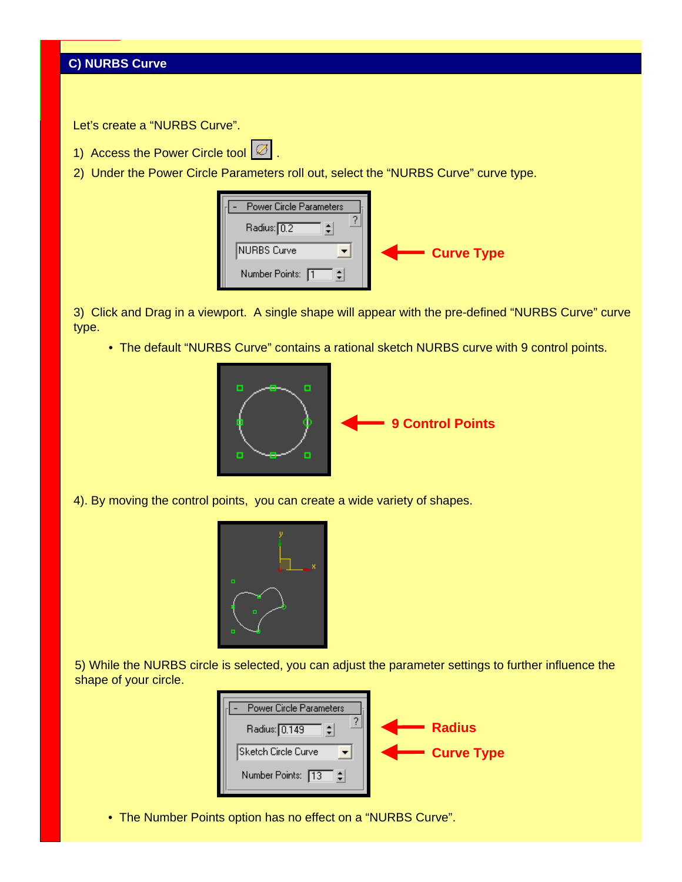## C) NURBS Curve

Let's create a "NURBS Curve".

1) Access the Power Circle tool .

2) Under the Power Circle Parameters roll out, select the "NURBS Curve" curve type.

Curve Type

3) Click and Drag in a viewport. A single shape will appear with the pre-defined "NURBS Curve" curve type.

- The default "NURBS Curve" contains a rational sketch NURBS curve with 9 control points.

9 Control Points

4). By moving the control points, you can create a wide variety of shapes.

5) While the NURBS circle is selected, you can adjust the parameter settings to further influence the shape of your circle.

Radius

Curve Type

- The Number Points option has no effect on a "NURBS Curve".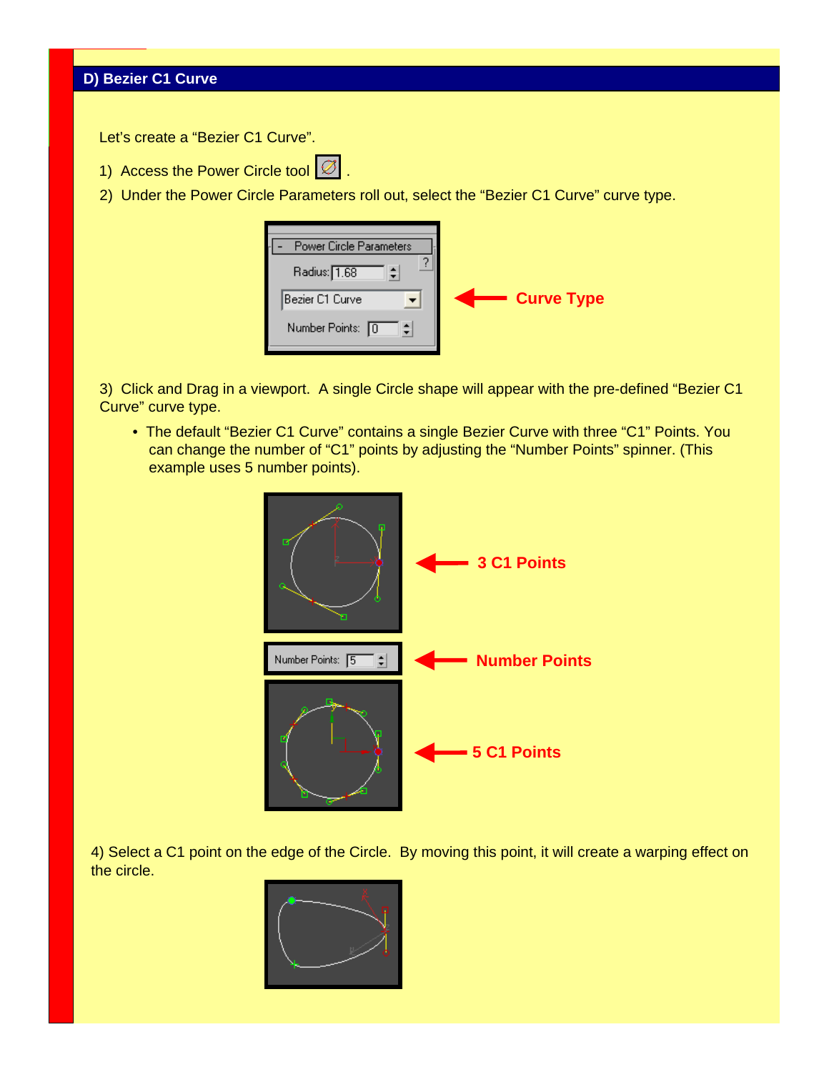## D) Bezier C1 Curve

Let's create a "Bezier C1 Curve".

1) Access the Power Circle tool .
2) Under the Power Circle Parameters roll out, select the "Bezier C1 Curve" curve type.

Curve Type

3) Click and Drag in a viewport. A single Circle shape will appear with the pre-defined "Bezier C1 Curve" curve type.

- The default "Bezier C1 Curve" contains a single Bezier Curve with three "C1" Points. You can change the number of "C1" points by adjusting the "Number Points" spinner. (This example uses 5 number points).

3 C1 Points

Number Points

5 C1 Points

4) Select a C1 point on the edge of the Circle. By moving this point, it will create a warping effect on the circle.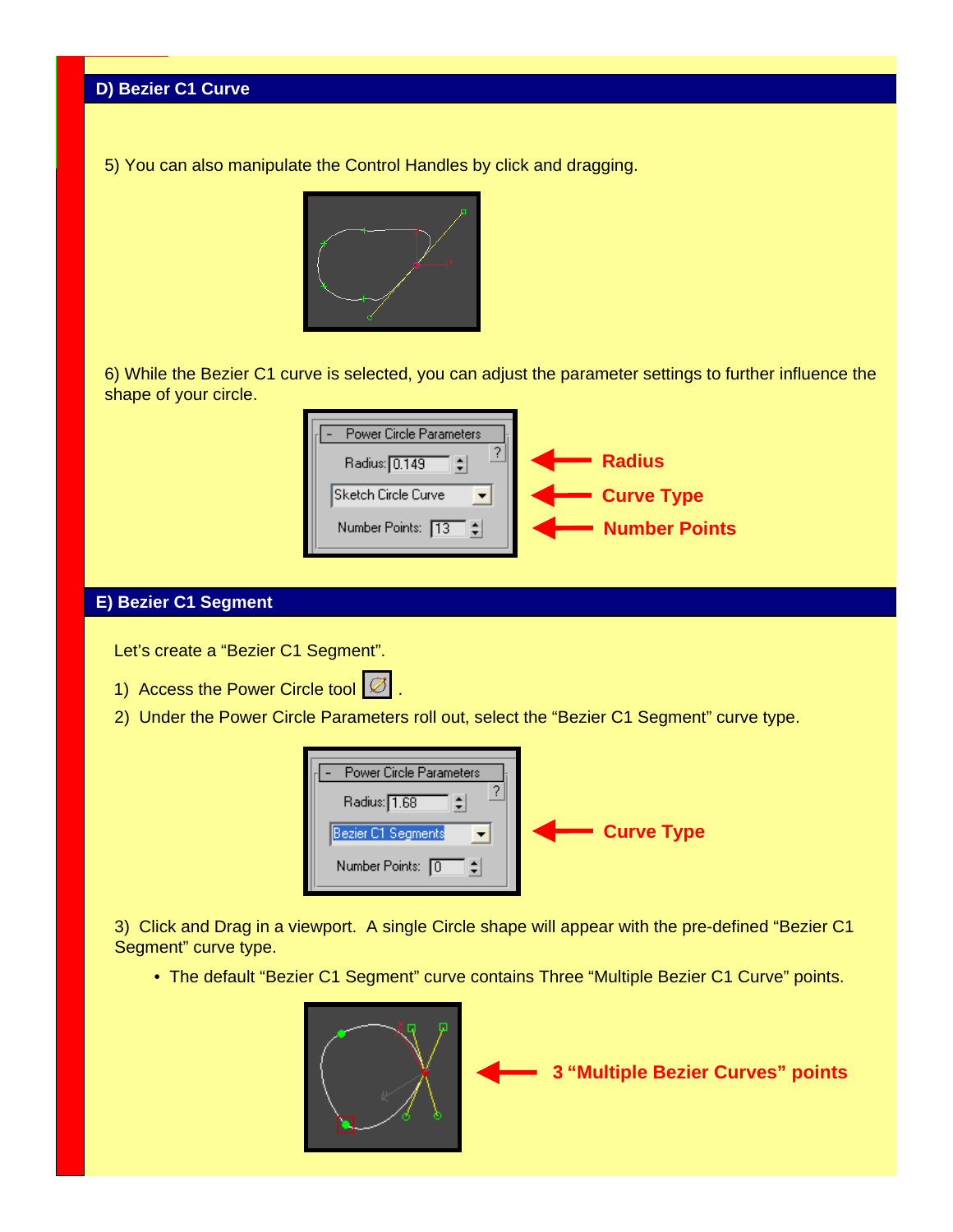## D) Bezier C1 Curve

5) You can also manipulate the Control Handles by click and dragging.

6) While the Bezier C1 curve is selected, you can adjust the parameter settings to further influence the shape of your circle.

Power Circle Parameters

Radius: 0.149

Sketch Circle Curve

Number Points: 13

**Radius**

**Curve Type**

**Number Points**

## E) Bezier C1 Segment

Let's create a "Bezier C1 Segment".

1) Access the Power Circle tool .
2) Under the Power Circle Parameters roll out, select the "Bezier C1 Segment" curve type.

Power Circle Parameters

Radius: 1.68

Bezier C1 Segments

Number Points: 0

**Curve Type**

3) Click and Drag in a viewport. A single Circle shape will appear with the pre-defined "Bezier C1 Segment" curve type.

- The default "Bezier C1 Segment" curve contains Three "Multiple Bezier C1 Curve" points.

**3 "Multiple Bezier Curves" points**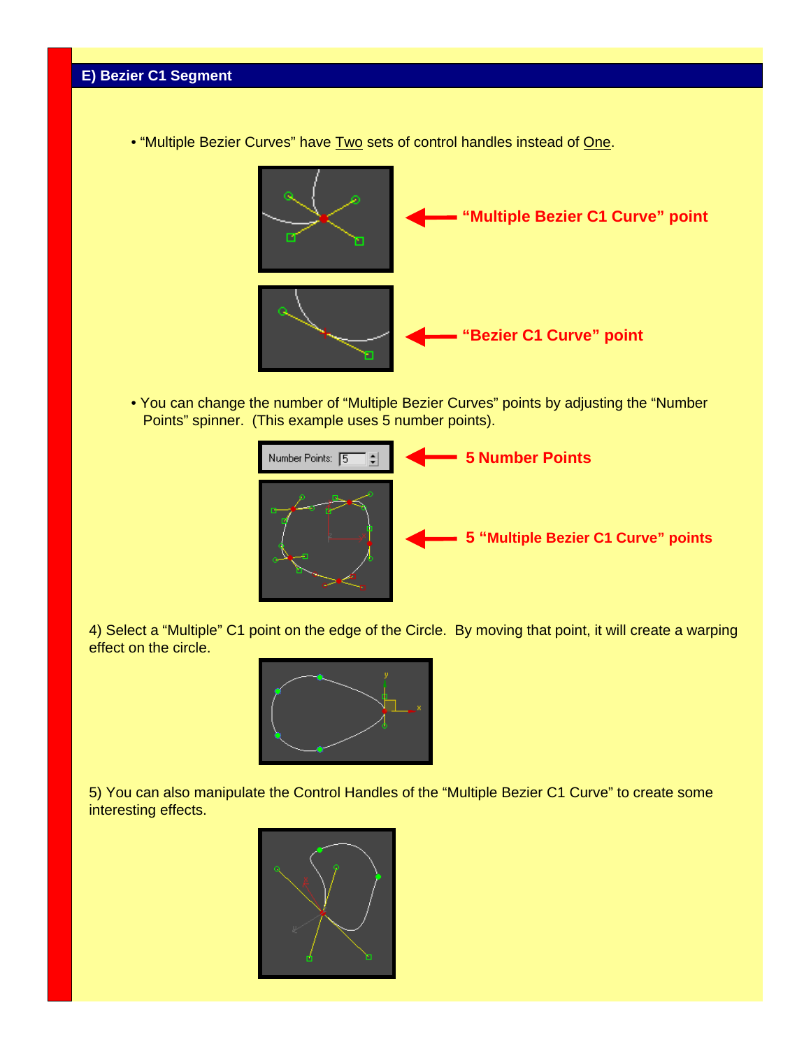## E) Bezier C1 Segment

- "Multiple Bezier Curves" have Two sets of control handles instead of One.

"Multiple Bezier C1 Curve" point

"Bezier C1 Curve" point

- You can change the number of "Multiple Bezier Curves" points by adjusting the "Number Points" spinner. (This example uses 5 number points).

Number Points: 5

5 Number Points

5 "Multiple Bezier C1 Curve" points

4) Select a "Multiple" C1 point on the edge of the Circle. By moving that point, it will create a warping effect on the circle.

5) You can also manipulate the Control Handles of the "Multiple Bezier C1 Curve" to create some interesting effects.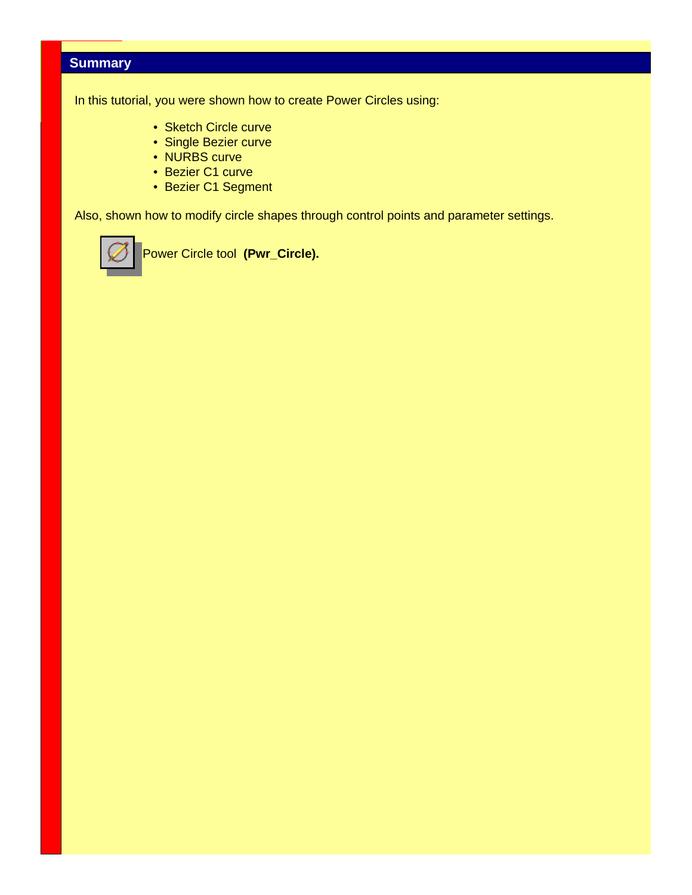## Summary

In this tutorial, you were shown how to create Power Circles using:

- Sketch Circle curve
- Single Bezier curve
- NURBS curve
- Bezier C1 curve
- Bezier C1 Segment

Also, shown how to modify circle shapes through control points and parameter settings.

Power Circle tool **(Pwr_Circle).**